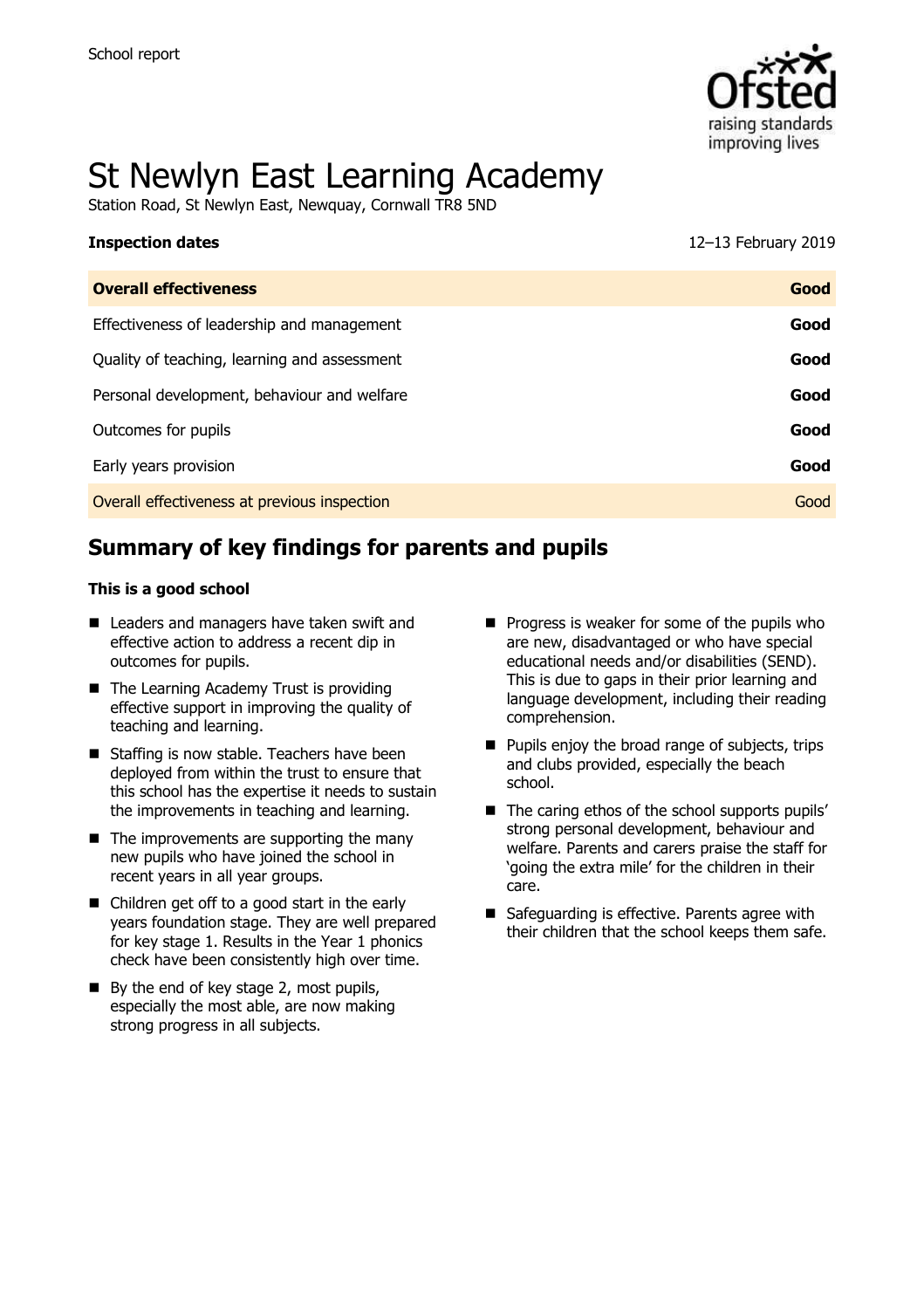School report

# St Newlyn East Learning Academy

Station Road, St Newlyn East, Newquay, Cornwall TR8 5ND

| **Inspection dates** | 12–13 February 2019 |
| --- | --- |
| **Overall effectiveness** | **Good** |
| Effectiveness of leadership and management | **Good** |
| Quality of teaching, learning and assessment | **Good** |
| Personal development, behaviour and welfare | **Good** |
| Outcomes for pupils | **Good** |
| Early years provision | **Good** |
| Overall effectiveness at previous inspection | Good |

## Summary of key findings for parents and pupils

**This is a good school**

- Leaders and managers have taken swift and effective action to address a recent dip in outcomes for pupils.
- The Learning Academy Trust is providing effective support in improving the quality of teaching and learning.
- Staffing is now stable. Teachers have been deployed from within the trust to ensure that this school has the expertise it needs to sustain the improvements in teaching and learning.
- The improvements are supporting the many new pupils who have joined the school in recent years in all year groups.
- Children get off to a good start in the early years foundation stage. They are well prepared for key stage 1. Results in the Year 1 phonics check have been consistently high over time.
- By the end of key stage 2, most pupils, especially the most able, are now making strong progress in all subjects.
- Progress is weaker for some of the pupils who are new, disadvantaged or who have special educational needs and/or disabilities (SEND). This is due to gaps in their prior learning and language development, including their reading comprehension.
- Pupils enjoy the broad range of subjects, trips and clubs provided, especially the beach school.
- The caring ethos of the school supports pupils' strong personal development, behaviour and welfare. Parents and carers praise the staff for 'going the extra mile' for the children in their care.
- Safeguarding is effective. Parents agree with their children that the school keeps them safe.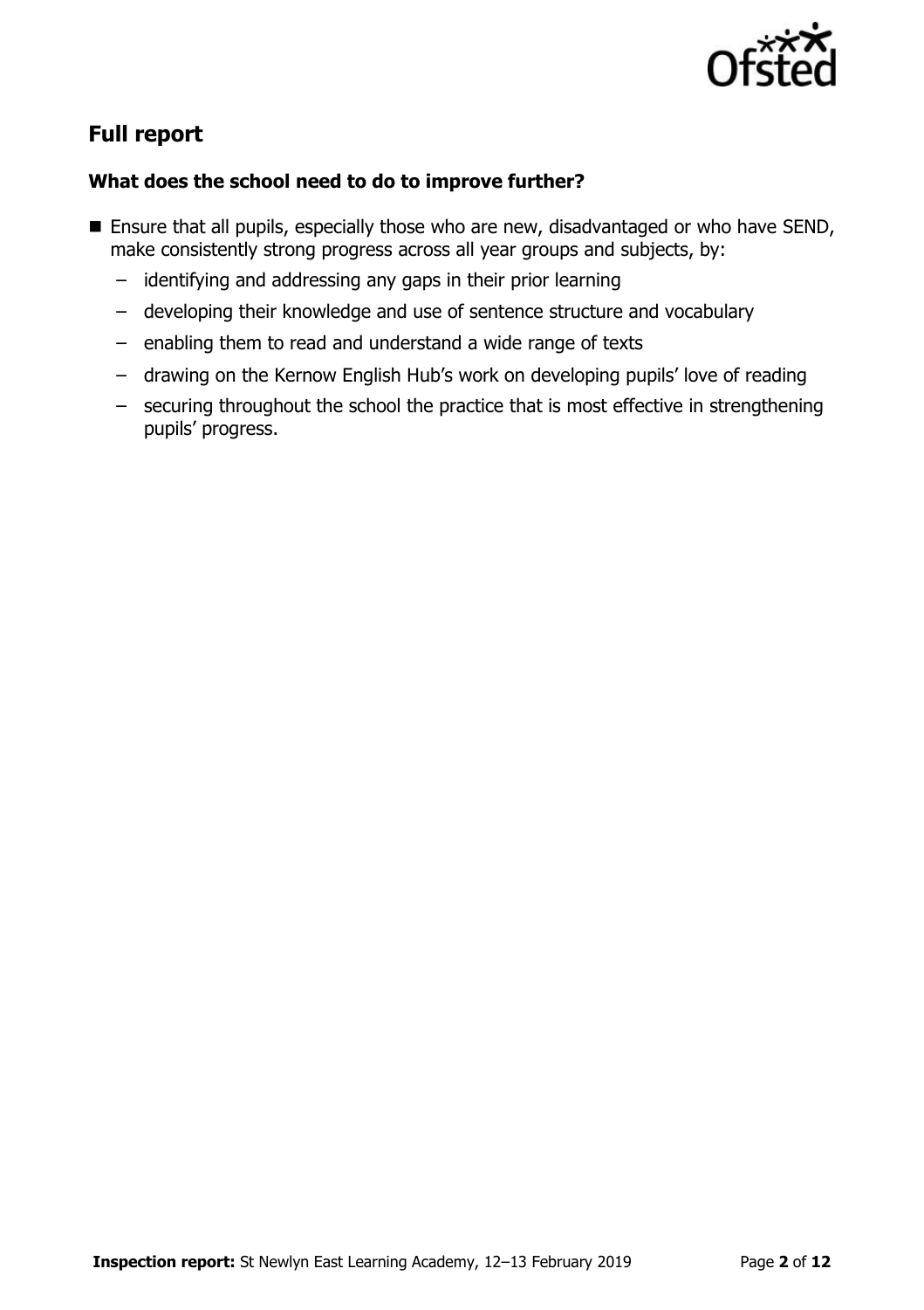## Full report

### What does the school need to do to improve further?

- Ensure that all pupils, especially those who are new, disadvantaged or who have SEND, make consistently strong progress across all year groups and subjects, by:
  - identifying and addressing any gaps in their prior learning
  - developing their knowledge and use of sentence structure and vocabulary
  - enabling them to read and understand a wide range of texts
  - drawing on the Kernow English Hub's work on developing pupils' love of reading
  - securing throughout the school the practice that is most effective in strengthening pupils' progress.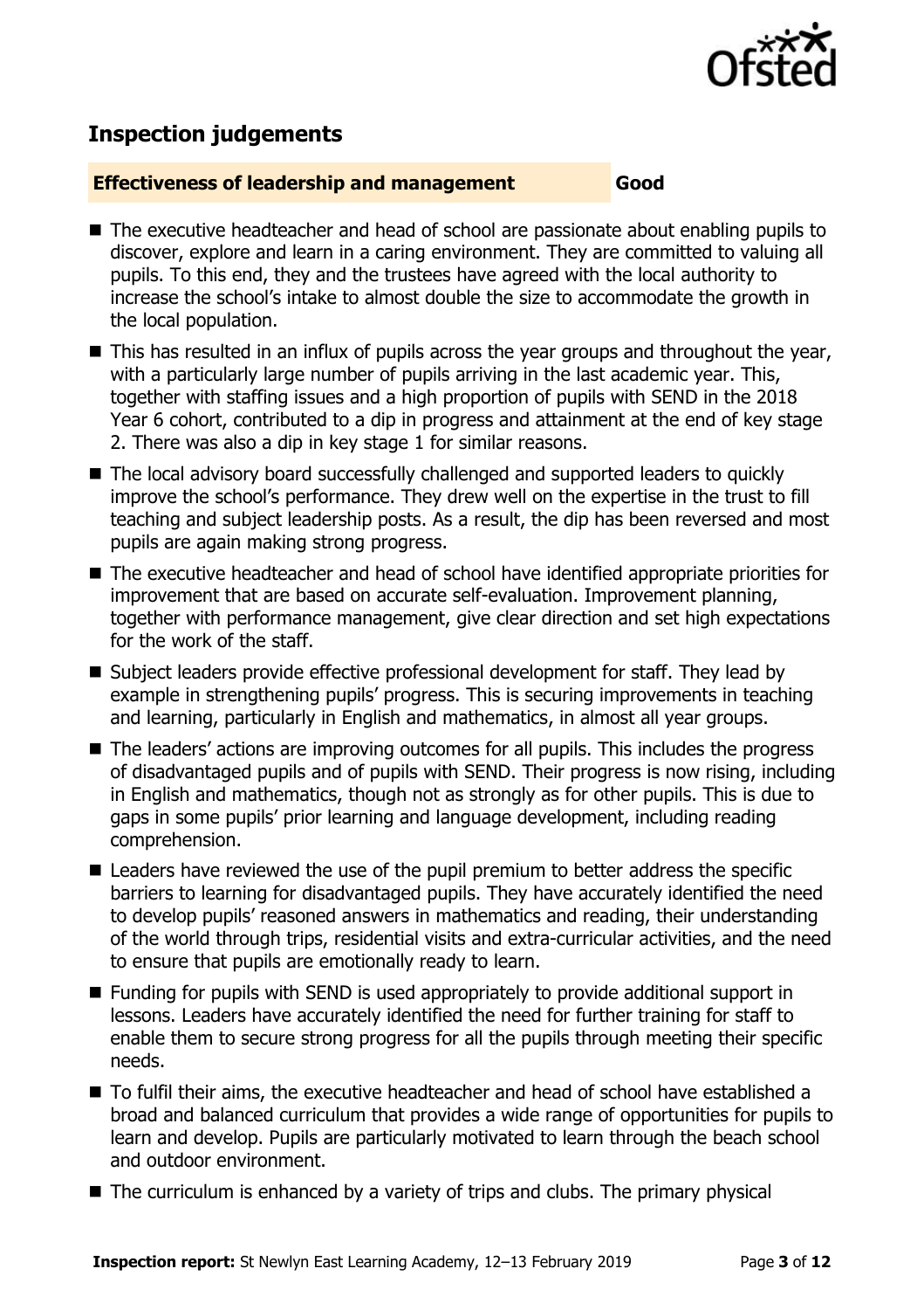## Inspection judgements

**Effectiveness of leadership and management** **Good**

- The executive headteacher and head of school are passionate about enabling pupils to discover, explore and learn in a caring environment. They are committed to valuing all pupils. To this end, they and the trustees have agreed with the local authority to increase the school's intake to almost double the size to accommodate the growth in the local population.
- This has resulted in an influx of pupils across the year groups and throughout the year, with a particularly large number of pupils arriving in the last academic year. This, together with staffing issues and a high proportion of pupils with SEND in the 2018 Year 6 cohort, contributed to a dip in progress and attainment at the end of key stage 2. There was also a dip in key stage 1 for similar reasons.
- The local advisory board successfully challenged and supported leaders to quickly improve the school's performance. They drew well on the expertise in the trust to fill teaching and subject leadership posts. As a result, the dip has been reversed and most pupils are again making strong progress.
- The executive headteacher and head of school have identified appropriate priorities for improvement that are based on accurate self-evaluation. Improvement planning, together with performance management, give clear direction and set high expectations for the work of the staff.
- Subject leaders provide effective professional development for staff. They lead by example in strengthening pupils' progress. This is securing improvements in teaching and learning, particularly in English and mathematics, in almost all year groups.
- The leaders' actions are improving outcomes for all pupils. This includes the progress of disadvantaged pupils and of pupils with SEND. Their progress is now rising, including in English and mathematics, though not as strongly as for other pupils. This is due to gaps in some pupils' prior learning and language development, including reading comprehension.
- Leaders have reviewed the use of the pupil premium to better address the specific barriers to learning for disadvantaged pupils. They have accurately identified the need to develop pupils' reasoned answers in mathematics and reading, their understanding of the world through trips, residential visits and extra-curricular activities, and the need to ensure that pupils are emotionally ready to learn.
- Funding for pupils with SEND is used appropriately to provide additional support in lessons. Leaders have accurately identified the need for further training for staff to enable them to secure strong progress for all the pupils through meeting their specific needs.
- To fulfil their aims, the executive headteacher and head of school have established a broad and balanced curriculum that provides a wide range of opportunities for pupils to learn and develop. Pupils are particularly motivated to learn through the beach school and outdoor environment.
- The curriculum is enhanced by a variety of trips and clubs. The primary physical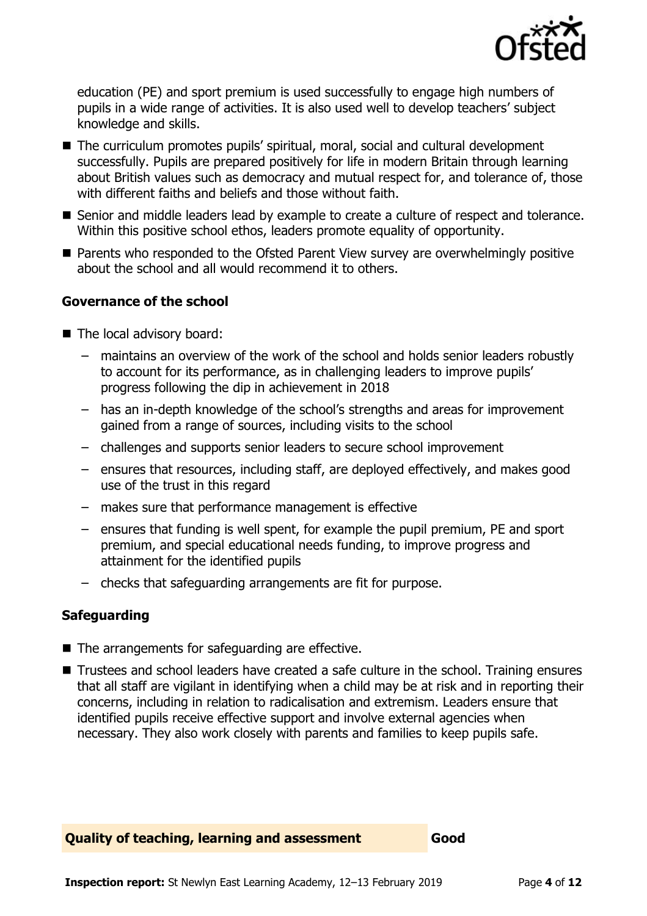education (PE) and sport premium is used successfully to engage high numbers of pupils in a wide range of activities. It is also used well to develop teachers' subject knowledge and skills.

- The curriculum promotes pupils' spiritual, moral, social and cultural development successfully. Pupils are prepared positively for life in modern Britain through learning about British values such as democracy and mutual respect for, and tolerance of, those with different faiths and beliefs and those without faith.
- Senior and middle leaders lead by example to create a culture of respect and tolerance. Within this positive school ethos, leaders promote equality of opportunity.
- Parents who responded to the Ofsted Parent View survey are overwhelmingly positive about the school and all would recommend it to others.

### Governance of the school

- The local advisory board:
  - maintains an overview of the work of the school and holds senior leaders robustly to account for its performance, as in challenging leaders to improve pupils' progress following the dip in achievement in 2018
  - has an in-depth knowledge of the school's strengths and areas for improvement gained from a range of sources, including visits to the school
  - challenges and supports senior leaders to secure school improvement
  - ensures that resources, including staff, are deployed effectively, and makes good use of the trust in this regard
  - makes sure that performance management is effective
  - ensures that funding is well spent, for example the pupil premium, PE and sport premium, and special educational needs funding, to improve progress and attainment for the identified pupils
  - checks that safeguarding arrangements are fit for purpose.

### Safeguarding

- The arrangements for safeguarding are effective.
- Trustees and school leaders have created a safe culture in the school. Training ensures that all staff are vigilant in identifying when a child may be at risk and in reporting their concerns, including in relation to radicalisation and extremism. Leaders ensure that identified pupils receive effective support and involve external agencies when necessary. They also work closely with parents and families to keep pupils safe.

## Quality of teaching, learning and assessment — Good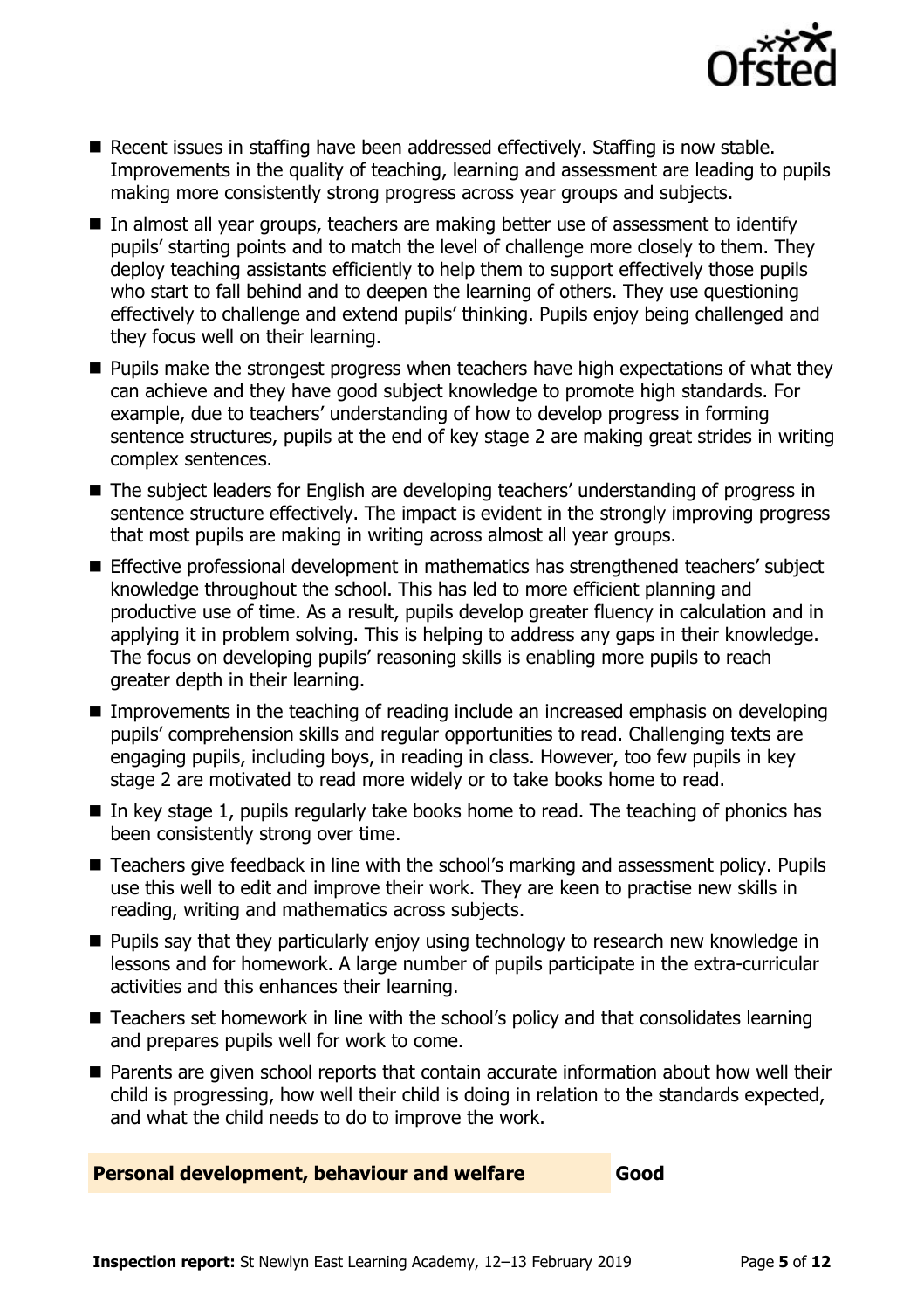- Recent issues in staffing have been addressed effectively. Staffing is now stable. Improvements in the quality of teaching, learning and assessment are leading to pupils making more consistently strong progress across year groups and subjects.
- In almost all year groups, teachers are making better use of assessment to identify pupils' starting points and to match the level of challenge more closely to them. They deploy teaching assistants efficiently to help them to support effectively those pupils who start to fall behind and to deepen the learning of others. They use questioning effectively to challenge and extend pupils' thinking. Pupils enjoy being challenged and they focus well on their learning.
- Pupils make the strongest progress when teachers have high expectations of what they can achieve and they have good subject knowledge to promote high standards. For example, due to teachers' understanding of how to develop progress in forming sentence structures, pupils at the end of key stage 2 are making great strides in writing complex sentences.
- The subject leaders for English are developing teachers' understanding of progress in sentence structure effectively. The impact is evident in the strongly improving progress that most pupils are making in writing across almost all year groups.
- Effective professional development in mathematics has strengthened teachers' subject knowledge throughout the school. This has led to more efficient planning and productive use of time. As a result, pupils develop greater fluency in calculation and in applying it in problem solving. This is helping to address any gaps in their knowledge. The focus on developing pupils' reasoning skills is enabling more pupils to reach greater depth in their learning.
- Improvements in the teaching of reading include an increased emphasis on developing pupils' comprehension skills and regular opportunities to read. Challenging texts are engaging pupils, including boys, in reading in class. However, too few pupils in key stage 2 are motivated to read more widely or to take books home to read.
- In key stage 1, pupils regularly take books home to read. The teaching of phonics has been consistently strong over time.
- Teachers give feedback in line with the school's marking and assessment policy. Pupils use this well to edit and improve their work. They are keen to practise new skills in reading, writing and mathematics across subjects.
- Pupils say that they particularly enjoy using technology to research new knowledge in lessons and for homework. A large number of pupils participate in the extra-curricular activities and this enhances their learning.
- Teachers set homework in line with the school's policy and that consolidates learning and prepares pupils well for work to come.
- Parents are given school reports that contain accurate information about how well their child is progressing, how well their child is doing in relation to the standards expected, and what the child needs to do to improve the work.

| Personal development, behaviour and welfare | Good |
| --- | --- |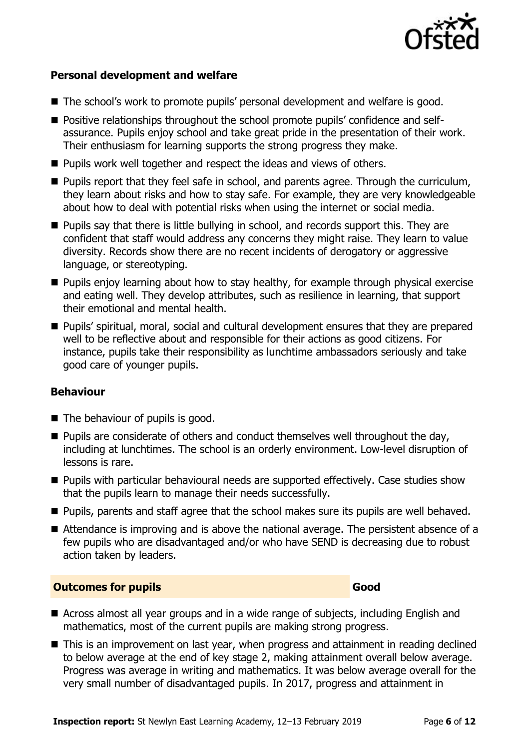### Personal development and welfare

- The school's work to promote pupils' personal development and welfare is good.
- Positive relationships throughout the school promote pupils' confidence and self-assurance. Pupils enjoy school and take great pride in the presentation of their work. Their enthusiasm for learning supports the strong progress they make.
- Pupils work well together and respect the ideas and views of others.
- Pupils report that they feel safe in school, and parents agree. Through the curriculum, they learn about risks and how to stay safe. For example, they are very knowledgeable about how to deal with potential risks when using the internet or social media.
- Pupils say that there is little bullying in school, and records support this. They are confident that staff would address any concerns they might raise. They learn to value diversity. Records show there are no recent incidents of derogatory or aggressive language, or stereotyping.
- Pupils enjoy learning about how to stay healthy, for example through physical exercise and eating well. They develop attributes, such as resilience in learning, that support their emotional and mental health.
- Pupils' spiritual, moral, social and cultural development ensures that they are prepared well to be reflective about and responsible for their actions as good citizens. For instance, pupils take their responsibility as lunchtime ambassadors seriously and take good care of younger pupils.

### Behaviour

- The behaviour of pupils is good.
- Pupils are considerate of others and conduct themselves well throughout the day, including at lunchtimes. The school is an orderly environment. Low-level disruption of lessons is rare.
- Pupils with particular behavioural needs are supported effectively. Case studies show that the pupils learn to manage their needs successfully.
- Pupils, parents and staff agree that the school makes sure its pupils are well behaved.
- Attendance is improving and is above the national average. The persistent absence of a few pupils who are disadvantaged and/or who have SEND is decreasing due to robust action taken by leaders.

## Outcomes for pupils — Good

- Across almost all year groups and in a wide range of subjects, including English and mathematics, most of the current pupils are making strong progress.
- This is an improvement on last year, when progress and attainment in reading declined to below average at the end of key stage 2, making attainment overall below average. Progress was average in writing and mathematics. It was below average overall for the very small number of disadvantaged pupils. In 2017, progress and attainment in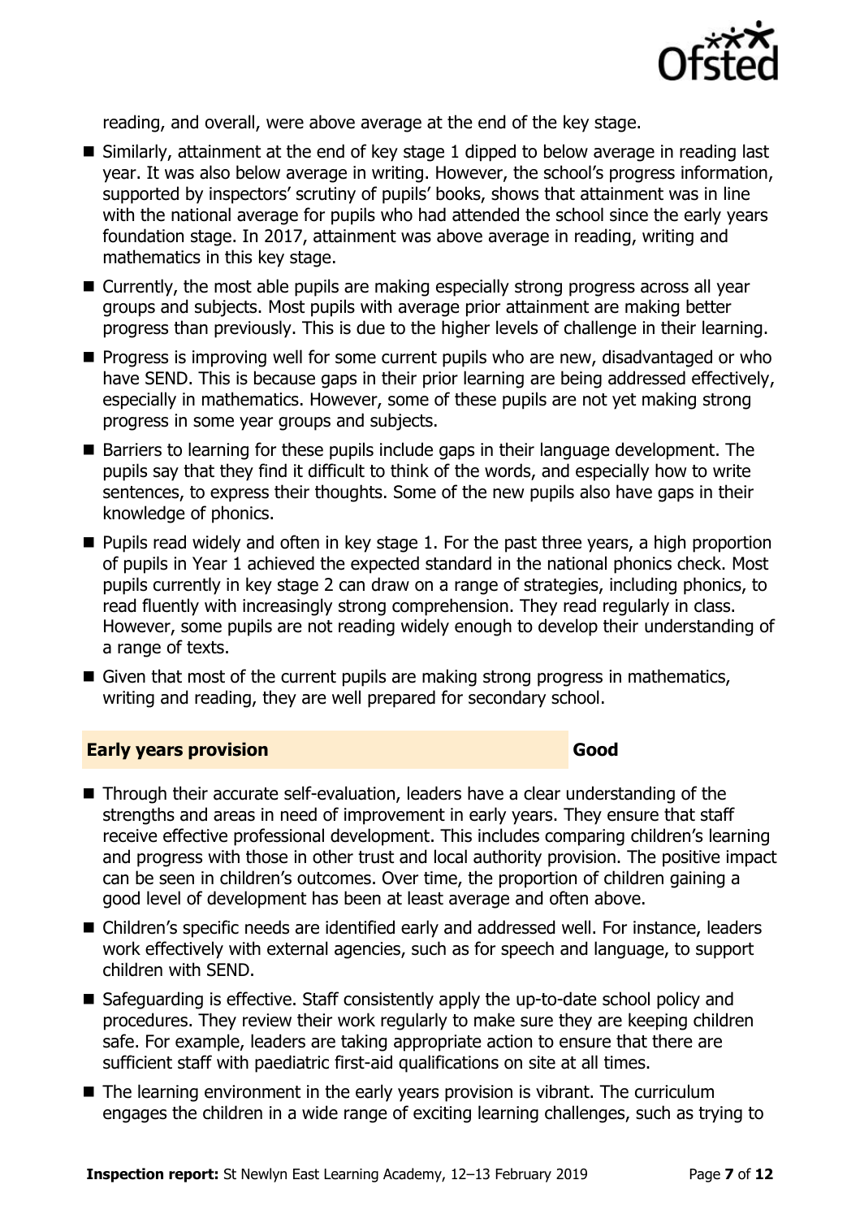reading, and overall, were above average at the end of the key stage.

- Similarly, attainment at the end of key stage 1 dipped to below average in reading last year. It was also below average in writing. However, the school's progress information, supported by inspectors' scrutiny of pupils' books, shows that attainment was in line with the national average for pupils who had attended the school since the early years foundation stage. In 2017, attainment was above average in reading, writing and mathematics in this key stage.
- Currently, the most able pupils are making especially strong progress across all year groups and subjects. Most pupils with average prior attainment are making better progress than previously. This is due to the higher levels of challenge in their learning.
- Progress is improving well for some current pupils who are new, disadvantaged or who have SEND. This is because gaps in their prior learning are being addressed effectively, especially in mathematics. However, some of these pupils are not yet making strong progress in some year groups and subjects.
- Barriers to learning for these pupils include gaps in their language development. The pupils say that they find it difficult to think of the words, and especially how to write sentences, to express their thoughts. Some of the new pupils also have gaps in their knowledge of phonics.
- Pupils read widely and often in key stage 1. For the past three years, a high proportion of pupils in Year 1 achieved the expected standard in the national phonics check. Most pupils currently in key stage 2 can draw on a range of strategies, including phonics, to read fluently with increasingly strong comprehension. They read regularly in class. However, some pupils are not reading widely enough to develop their understanding of a range of texts.
- Given that most of the current pupils are making strong progress in mathematics, writing and reading, they are well prepared for secondary school.

## Early years provision — Good

- Through their accurate self-evaluation, leaders have a clear understanding of the strengths and areas in need of improvement in early years. They ensure that staff receive effective professional development. This includes comparing children's learning and progress with those in other trust and local authority provision. The positive impact can be seen in children's outcomes. Over time, the proportion of children gaining a good level of development has been at least average and often above.
- Children's specific needs are identified early and addressed well. For instance, leaders work effectively with external agencies, such as for speech and language, to support children with SEND.
- Safeguarding is effective. Staff consistently apply the up-to-date school policy and procedures. They review their work regularly to make sure they are keeping children safe. For example, leaders are taking appropriate action to ensure that there are sufficient staff with paediatric first-aid qualifications on site at all times.
- The learning environment in the early years provision is vibrant. The curriculum engages the children in a wide range of exciting learning challenges, such as trying to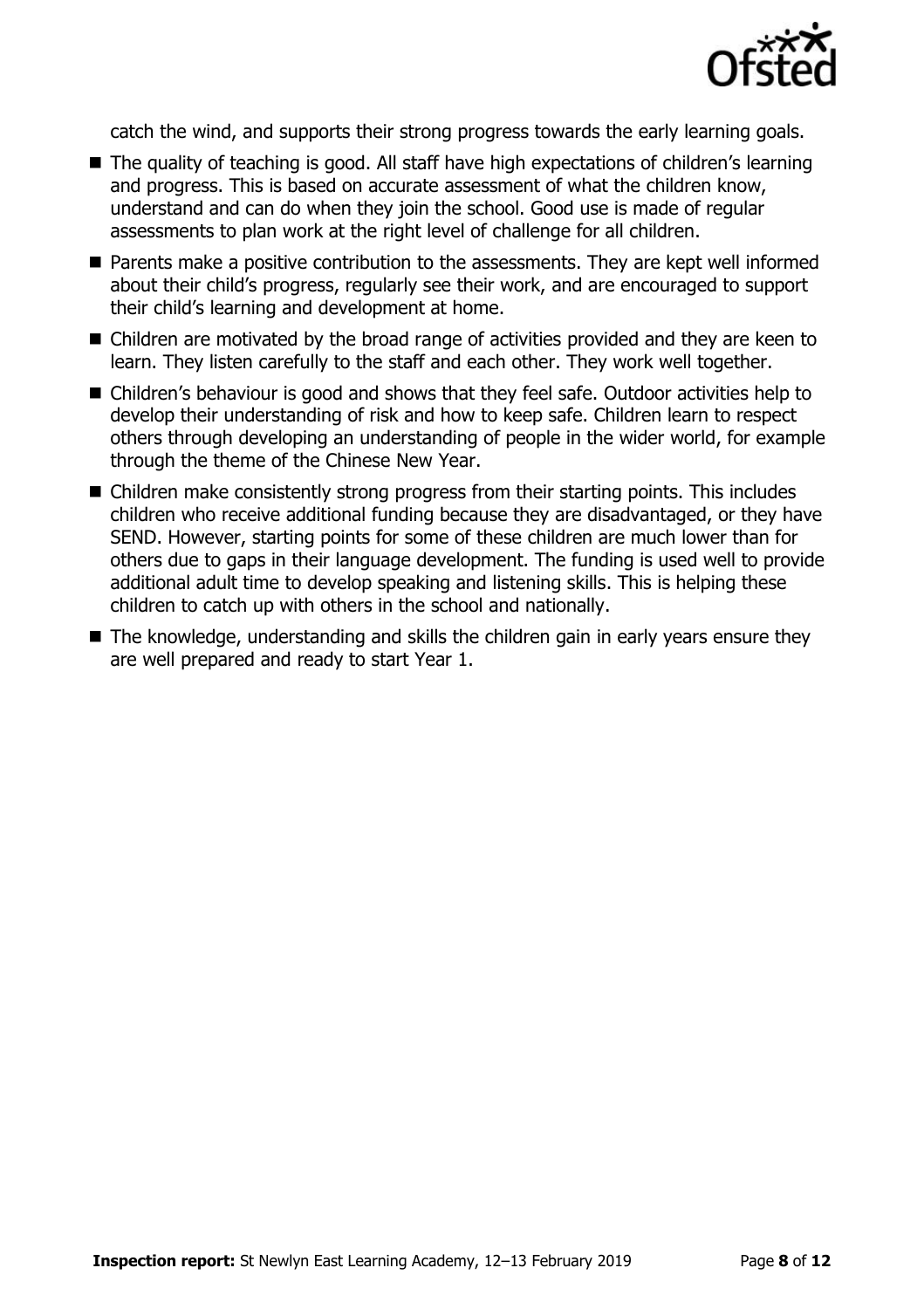catch the wind, and supports their strong progress towards the early learning goals.

- The quality of teaching is good. All staff have high expectations of children's learning and progress. This is based on accurate assessment of what the children know, understand and can do when they join the school. Good use is made of regular assessments to plan work at the right level of challenge for all children.
- Parents make a positive contribution to the assessments. They are kept well informed about their child's progress, regularly see their work, and are encouraged to support their child's learning and development at home.
- Children are motivated by the broad range of activities provided and they are keen to learn. They listen carefully to the staff and each other. They work well together.
- Children's behaviour is good and shows that they feel safe. Outdoor activities help to develop their understanding of risk and how to keep safe. Children learn to respect others through developing an understanding of people in the wider world, for example through the theme of the Chinese New Year.
- Children make consistently strong progress from their starting points. This includes children who receive additional funding because they are disadvantaged, or they have SEND. However, starting points for some of these children are much lower than for others due to gaps in their language development. The funding is used well to provide additional adult time to develop speaking and listening skills. This is helping these children to catch up with others in the school and nationally.
- The knowledge, understanding and skills the children gain in early years ensure they are well prepared and ready to start Year 1.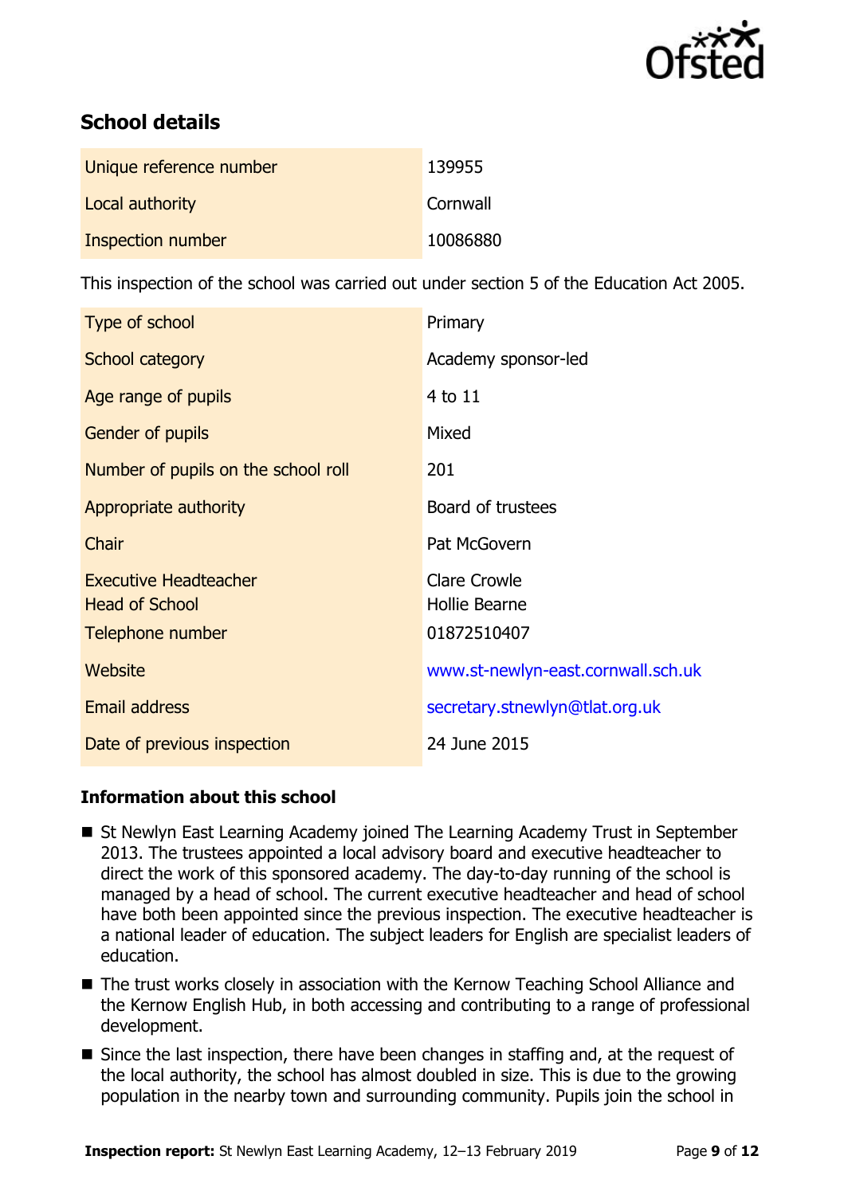## School details

| | |
|---|---|
| Unique reference number | 139955 |
| Local authority | Cornwall |
| Inspection number | 10086880 |

This inspection of the school was carried out under section 5 of the Education Act 2005.

| | |
|---|---|
| Type of school | Primary |
| School category | Academy sponsor-led |
| Age range of pupils | 4 to 11 |
| Gender of pupils | Mixed |
| Number of pupils on the school roll | 201 |
| Appropriate authority | Board of trustees |
| Chair | Pat McGovern |
| Executive Headteacher<br>Head of School | Clare Crowle<br>Hollie Bearne |
| Telephone number | 01872510407 |
| Website | www.st-newlyn-east.cornwall.sch.uk |
| Email address | secretary.stnewlyn@tlat.org.uk |
| Date of previous inspection | 24 June 2015 |

### Information about this school

- St Newlyn East Learning Academy joined The Learning Academy Trust in September 2013. The trustees appointed a local advisory board and executive headteacher to direct the work of this sponsored academy. The day-to-day running of the school is managed by a head of school. The current executive headteacher and head of school have both been appointed since the previous inspection. The executive headteacher is a national leader of education. The subject leaders for English are specialist leaders of education.
- The trust works closely in association with the Kernow Teaching School Alliance and the Kernow English Hub, in both accessing and contributing to a range of professional development.
- Since the last inspection, there have been changes in staffing and, at the request of the local authority, the school has almost doubled in size. This is due to the growing population in the nearby town and surrounding community. Pupils join the school in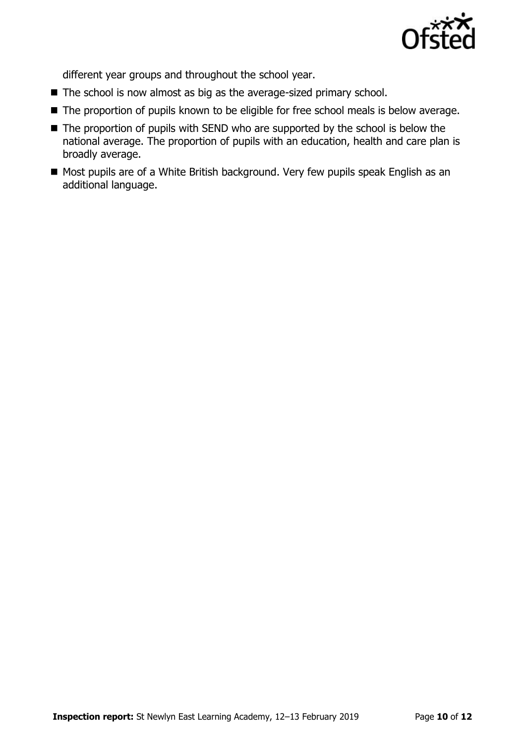different year groups and throughout the school year.

- The school is now almost as big as the average-sized primary school.
- The proportion of pupils known to be eligible for free school meals is below average.
- The proportion of pupils with SEND who are supported by the school is below the national average. The proportion of pupils with an education, health and care plan is broadly average.
- Most pupils are of a White British background. Very few pupils speak English as an additional language.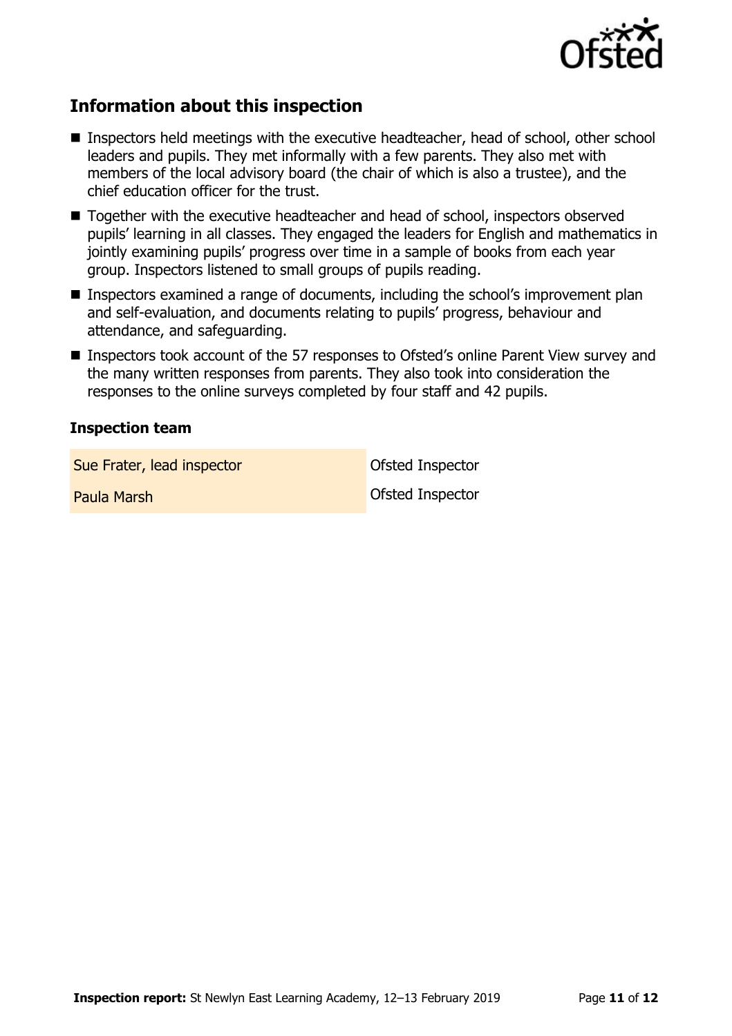## Information about this inspection

- Inspectors held meetings with the executive headteacher, head of school, other school leaders and pupils. They met informally with a few parents. They also met with members of the local advisory board (the chair of which is also a trustee), and the chief education officer for the trust.
- Together with the executive headteacher and head of school, inspectors observed pupils' learning in all classes. They engaged the leaders for English and mathematics in jointly examining pupils' progress over time in a sample of books from each year group. Inspectors listened to small groups of pupils reading.
- Inspectors examined a range of documents, including the school's improvement plan and self-evaluation, and documents relating to pupils' progress, behaviour and attendance, and safeguarding.
- Inspectors took account of the 57 responses to Ofsted's online Parent View survey and the many written responses from parents. They also took into consideration the responses to the online surveys completed by four staff and 42 pupils.

### Inspection team

| | |
|---|---|
| Sue Frater, lead inspector | Ofsted Inspector |
| Paula Marsh | Ofsted Inspector |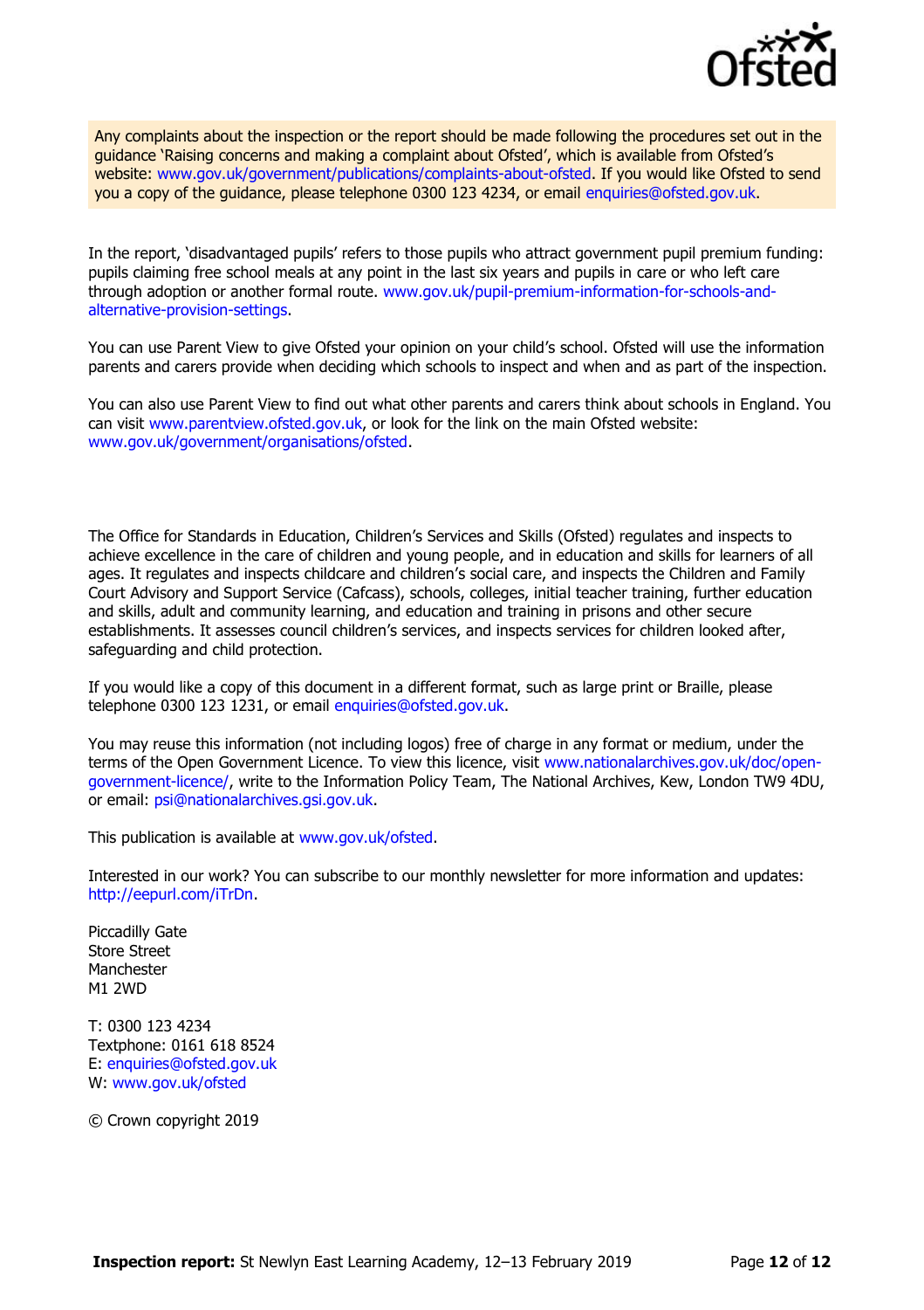Any complaints about the inspection or the report should be made following the procedures set out in the guidance 'Raising concerns and making a complaint about Ofsted', which is available from Ofsted's website: www.gov.uk/government/publications/complaints-about-ofsted. If you would like Ofsted to send you a copy of the guidance, please telephone 0300 123 4234, or email enquiries@ofsted.gov.uk.

In the report, 'disadvantaged pupils' refers to those pupils who attract government pupil premium funding: pupils claiming free school meals at any point in the last six years and pupils in care or who left care through adoption or another formal route. www.gov.uk/pupil-premium-information-for-schools-and-alternative-provision-settings.

You can use Parent View to give Ofsted your opinion on your child's school. Ofsted will use the information parents and carers provide when deciding which schools to inspect and when and as part of the inspection.

You can also use Parent View to find out what other parents and carers think about schools in England. You can visit www.parentview.ofsted.gov.uk, or look for the link on the main Ofsted website: www.gov.uk/government/organisations/ofsted.

The Office for Standards in Education, Children's Services and Skills (Ofsted) regulates and inspects to achieve excellence in the care of children and young people, and in education and skills for learners of all ages. It regulates and inspects childcare and children's social care, and inspects the Children and Family Court Advisory and Support Service (Cafcass), schools, colleges, initial teacher training, further education and skills, adult and community learning, and education and training in prisons and other secure establishments. It assesses council children's services, and inspects services for children looked after, safeguarding and child protection.

If you would like a copy of this document in a different format, such as large print or Braille, please telephone 0300 123 1231, or email enquiries@ofsted.gov.uk.

You may reuse this information (not including logos) free of charge in any format or medium, under the terms of the Open Government Licence. To view this licence, visit www.nationalarchives.gov.uk/doc/open-government-licence/, write to the Information Policy Team, The National Archives, Kew, London TW9 4DU, or email: psi@nationalarchives.gsi.gov.uk.

This publication is available at www.gov.uk/ofsted.

Interested in our work? You can subscribe to our monthly newsletter for more information and updates: http://eepurl.com/iTrDn.

Piccadilly Gate
Store Street
Manchester
M1 2WD

T: 0300 123 4234
Textphone: 0161 618 8524
E: enquiries@ofsted.gov.uk
W: www.gov.uk/ofsted

© Crown copyright 2019